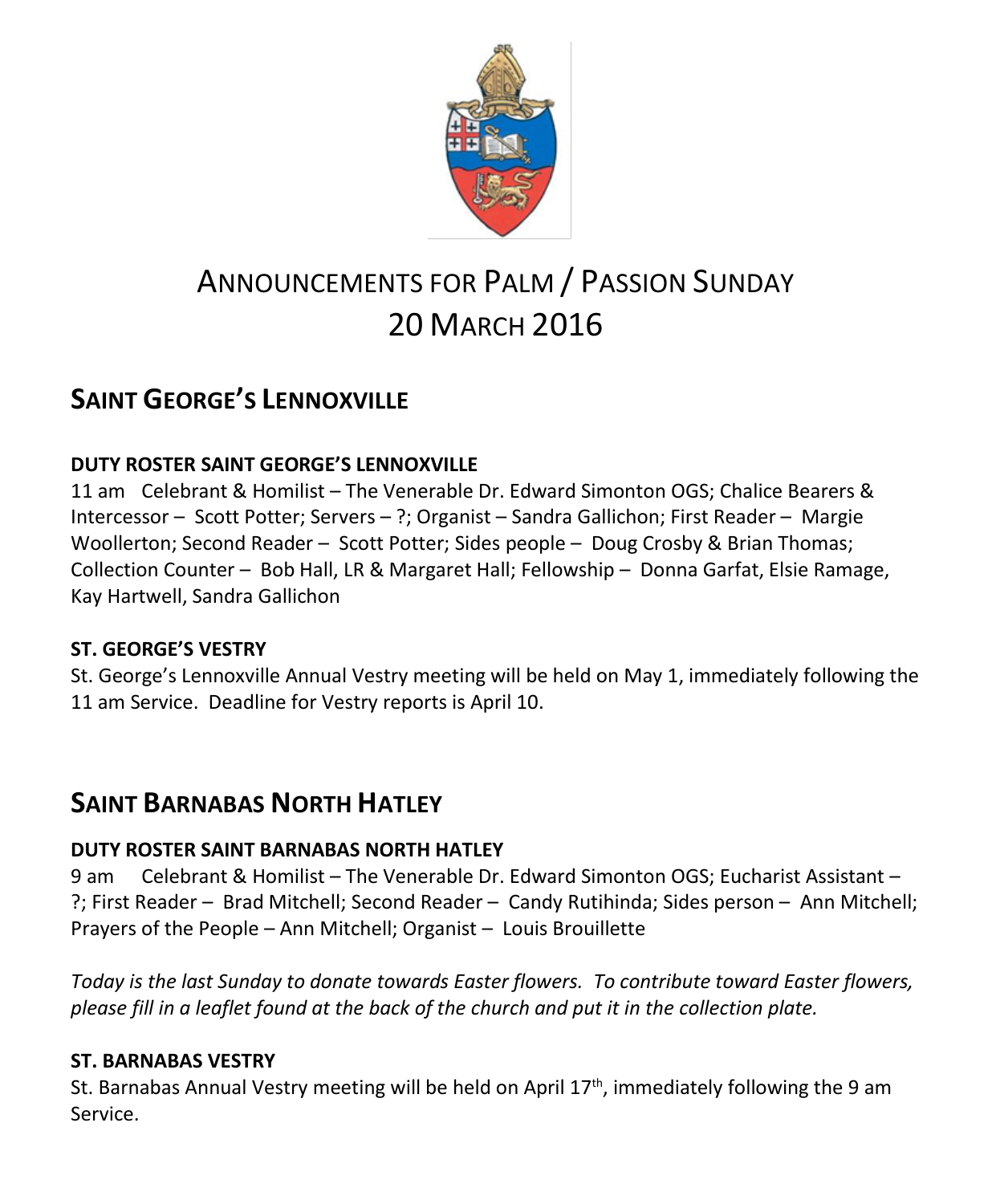# ANNOUNCEMENTS FOR PALM / PASSION SUNDAY
# 20 MARCH 2016

## SAINT GEORGE'S LENNOXVILLE

### DUTY ROSTER SAINT GEORGE'S LENNOXVILLE

11 am  Celebrant & Homilist – The Venerable Dr. Edward Simonton OGS; Chalice Bearers & Intercessor – Scott Potter; Servers – ?; Organist – Sandra Gallichon; First Reader – Margie Woollerton; Second Reader – Scott Potter; Sides people – Doug Crosby & Brian Thomas; Collection Counter – Bob Hall, LR & Margaret Hall; Fellowship – Donna Garfat, Elsie Ramage, Kay Hartwell, Sandra Gallichon

### ST. GEORGE'S VESTRY

St. George's Lennoxville Annual Vestry meeting will be held on May 1, immediately following the 11 am Service. Deadline for Vestry reports is April 10.

## SAINT BARNABAS NORTH HATLEY

### DUTY ROSTER SAINT BARNABAS NORTH HATLEY

9 am  Celebrant & Homilist – The Venerable Dr. Edward Simonton OGS; Eucharist Assistant – ?; First Reader – Brad Mitchell; Second Reader – Candy Rutihinda; Sides person – Ann Mitchell; Prayers of the People – Ann Mitchell; Organist – Louis Brouillette

*Today is the last Sunday to donate towards Easter flowers. To contribute toward Easter flowers, please fill in a leaflet found at the back of the church and put it in the collection plate.*

### ST. BARNABAS VESTRY

St. Barnabas Annual Vestry meeting will be held on April 17th, immediately following the 9 am Service.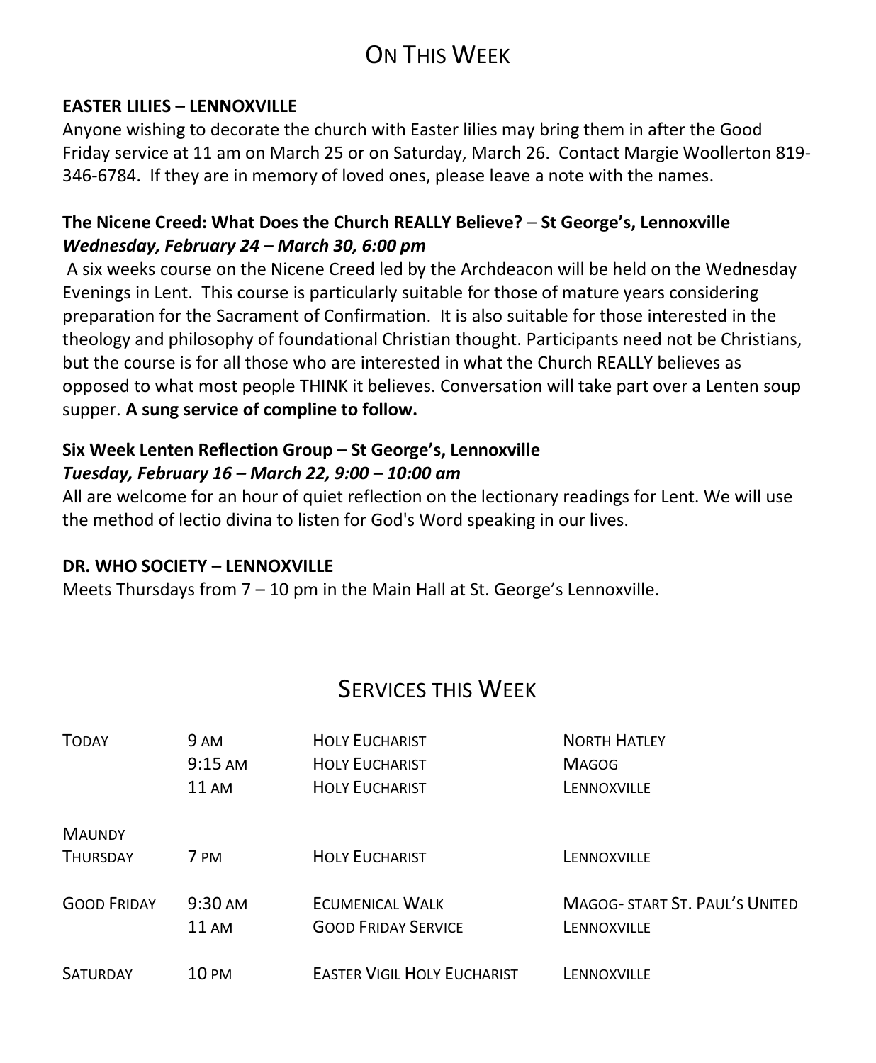# On This Week

**EASTER LILIES – LENNOXVILLE**

Anyone wishing to decorate the church with Easter lilies may bring them in after the Good Friday service at 11 am on March 25 or on Saturday, March 26. Contact Margie Woollerton 819-346-6784. If they are in memory of loved ones, please leave a note with the names.

**The Nicene Creed: What Does the Church REALLY Believe?** – **St George's, Lennoxville**
***Wednesday, February 24 – March 30, 6:00 pm***

A six weeks course on the Nicene Creed led by the Archdeacon will be held on the Wednesday Evenings in Lent. This course is particularly suitable for those of mature years considering preparation for the Sacrament of Confirmation. It is also suitable for those interested in the theology and philosophy of foundational Christian thought. Participants need not be Christians, but the course is for all those who are interested in what the Church REALLY believes as opposed to what most people THINK it believes. Conversation will take part over a Lenten soup supper. **A sung service of compline to follow.**

**Six Week Lenten Reflection Group – St George's, Lennoxville**
***Tuesday, February 16 – March 22, 9:00 – 10:00 am***

All are welcome for an hour of quiet reflection on the lectionary readings for Lent. We will use the method of lectio divina to listen for God's Word speaking in our lives.

**DR. WHO SOCIETY – LENNOXVILLE**

Meets Thursdays from 7 – 10 pm in the Main Hall at St. George's Lennoxville.

# Services this Week

| | | | |
|---|---|---|---|
| Today | 9 am | Holy Eucharist | North Hatley |
| | 9:15 am | Holy Eucharist | Magog |
| | 11 am | Holy Eucharist | Lennoxville |
| Maundy Thursday | 7 pm | Holy Eucharist | Lennoxville |
| Good Friday | 9:30 am | Ecumenical Walk | Magog- start St. Paul's United |
| | 11 am | Good Friday Service | Lennoxville |
| Saturday | 10 pm | Easter Vigil Holy Eucharist | Lennoxville |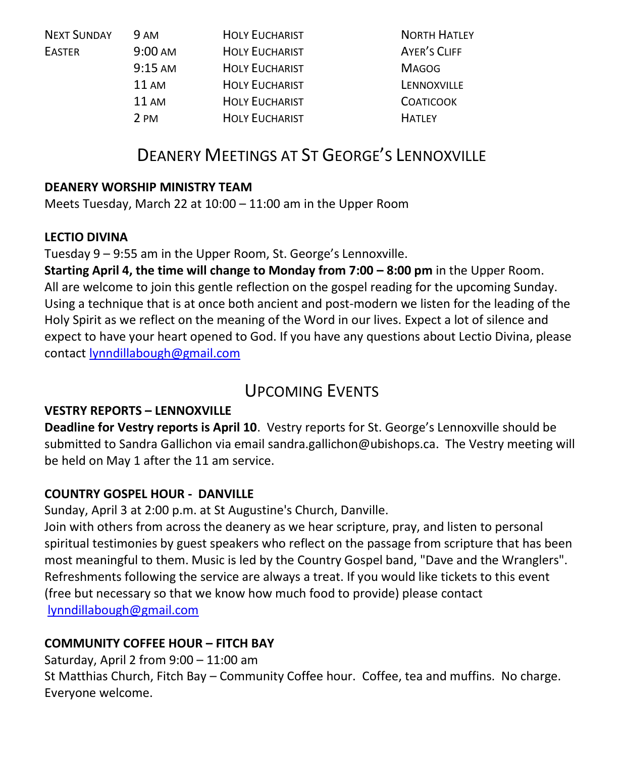| | | | |
|---|---|---|---|
| NEXT SUNDAY | 9 AM | HOLY EUCHARIST | NORTH HATLEY |
| EASTER | 9:00 AM | HOLY EUCHARIST | AYER'S CLIFF |
| | 9:15 AM | HOLY EUCHARIST | MAGOG |
| | 11 AM | HOLY EUCHARIST | LENNOXVILLE |
| | 11 AM | HOLY EUCHARIST | COATICOOK |
| | 2 PM | HOLY EUCHARIST | HATLEY |

## DEANERY MEETINGS AT ST GEORGE'S LENNOXVILLE

**DEANERY WORSHIP MINISTRY TEAM**

Meets Tuesday, March 22 at 10:00 – 11:00 am in the Upper Room

**LECTIO DIVINA**

Tuesday 9 – 9:55 am in the Upper Room, St. George's Lennoxville.

**Starting April 4, the time will change to Monday from 7:00 – 8:00 pm** in the Upper Room. All are welcome to join this gentle reflection on the gospel reading for the upcoming Sunday. Using a technique that is at once both ancient and post-modern we listen for the leading of the Holy Spirit as we reflect on the meaning of the Word in our lives. Expect a lot of silence and expect to have your heart opened to God. If you have any questions about Lectio Divina, please contact lynndillabough@gmail.com

## UPCOMING EVENTS

**VESTRY REPORTS – LENNOXVILLE**

**Deadline for Vestry reports is April 10**. Vestry reports for St. George's Lennoxville should be submitted to Sandra Gallichon via email sandra.gallichon@ubishops.ca. The Vestry meeting will be held on May 1 after the 11 am service.

**COUNTRY GOSPEL HOUR - DANVILLE**

Sunday, April 3 at 2:00 p.m. at St Augustine's Church, Danville.

Join with others from across the deanery as we hear scripture, pray, and listen to personal spiritual testimonies by guest speakers who reflect on the passage from scripture that has been most meaningful to them. Music is led by the Country Gospel band, "Dave and the Wranglers". Refreshments following the service are always a treat. If you would like tickets to this event (free but necessary so that we know how much food to provide) please contact lynndillabough@gmail.com

**COMMUNITY COFFEE HOUR – FITCH BAY**

Saturday, April 2 from 9:00 – 11:00 am

St Matthias Church, Fitch Bay – Community Coffee hour. Coffee, tea and muffins. No charge. Everyone welcome.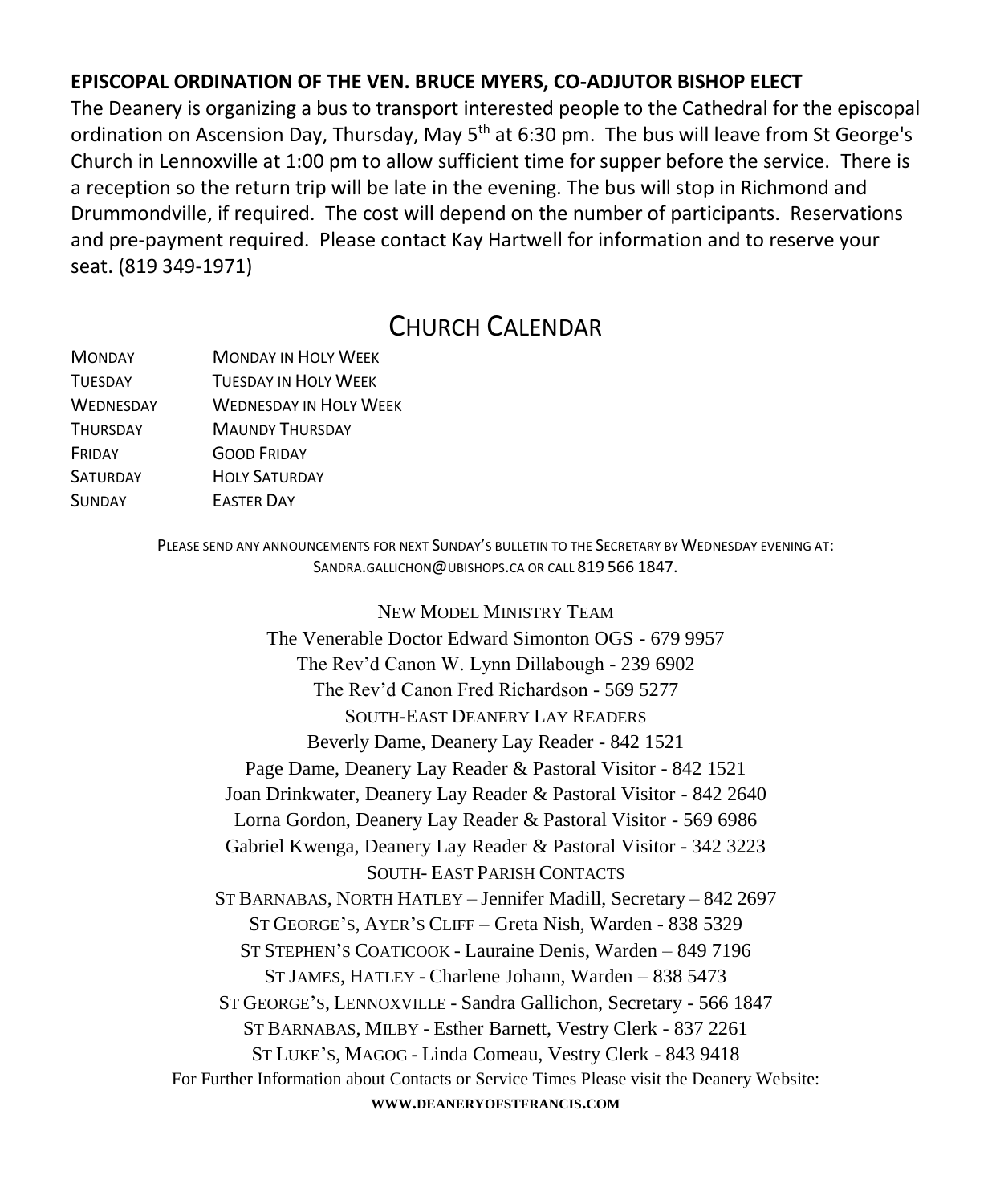**EPISCOPAL ORDINATION OF THE VEN. BRUCE MYERS, CO-ADJUTOR BISHOP ELECT**

The Deanery is organizing a bus to transport interested people to the Cathedral for the episcopal ordination on Ascension Day, Thursday, May 5th at 6:30 pm. The bus will leave from St George's Church in Lennoxville at 1:00 pm to allow sufficient time for supper before the service. There is a reception so the return trip will be late in the evening. The bus will stop in Richmond and Drummondville, if required. The cost will depend on the number of participants. Reservations and pre-payment required. Please contact Kay Hartwell for information and to reserve your seat. (819 349-1971)

## CHURCH CALENDAR

| | |
|---|---|
| MONDAY | MONDAY IN HOLY WEEK |
| TUESDAY | TUESDAY IN HOLY WEEK |
| WEDNESDAY | WEDNESDAY IN HOLY WEEK |
| THURSDAY | MAUNDY THURSDAY |
| FRIDAY | GOOD FRIDAY |
| SATURDAY | HOLY SATURDAY |
| SUNDAY | EASTER DAY |

PLEASE SEND ANY ANNOUNCEMENTS FOR NEXT SUNDAY'S BULLETIN TO THE SECRETARY BY WEDNESDAY EVENING AT: SANDRA.GALLICHON@UBISHOPS.CA OR CALL 819 566 1847.

NEW MODEL MINISTRY TEAM

The Venerable Doctor Edward Simonton OGS - 679 9957

The Rev'd Canon W. Lynn Dillabough - 239 6902

The Rev'd Canon Fred Richardson - 569 5277

SOUTH-EAST DEANERY LAY READERS

Beverly Dame, Deanery Lay Reader - 842 1521

Page Dame, Deanery Lay Reader & Pastoral Visitor - 842 1521

Joan Drinkwater, Deanery Lay Reader & Pastoral Visitor - 842 2640

Lorna Gordon, Deanery Lay Reader & Pastoral Visitor - 569 6986

Gabriel Kwenga, Deanery Lay Reader & Pastoral Visitor - 342 3223

SOUTH- EAST PARISH CONTACTS

ST BARNABAS, NORTH HATLEY – Jennifer Madill, Secretary – 842 2697

ST GEORGE'S, AYER'S CLIFF – Greta Nish, Warden - 838 5329

ST STEPHEN'S COATICOOK - Lauraine Denis, Warden – 849 7196

ST JAMES, HATLEY - Charlene Johann, Warden – 838 5473

ST GEORGE'S, LENNOXVILLE - Sandra Gallichon, Secretary - 566 1847

ST BARNABAS, MILBY - Esther Barnett, Vestry Clerk - 837 2261

ST LUKE'S, MAGOG - Linda Comeau, Vestry Clerk - 843 9418

For Further Information about Contacts or Service Times Please visit the Deanery Website:

**WWW.DEANERYOFSTFRANCIS.COM**